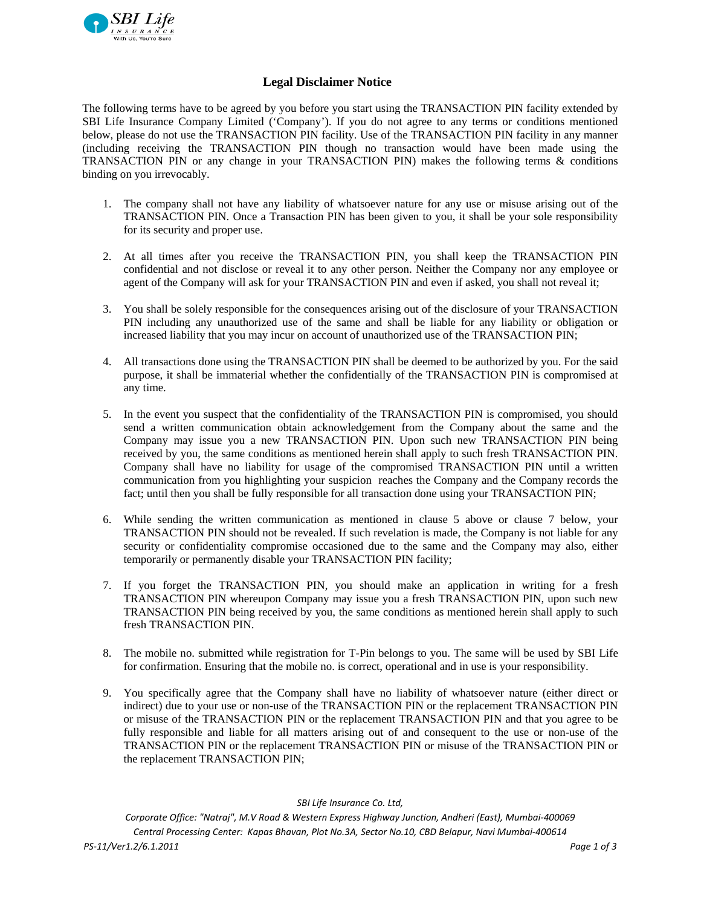## Legal Disclaimer Notice

The following terms have to be agreed by you before you start using the TRANSACTION PIN facility extended by SBI Life Insurance Company Limited ('Company'). If you do not agree to any terms or conditions mentioned below, please do not use the TRANSACTION PIN facility. Use of the TRANSACTION PIN facility in any manner (including receiving the TRANSACTION PIN though no transaction would have been made using the TRANSACTION PIN or any change in your TRANSACTION PIN) makes the following terms & conditions binding on you irrevocably.

1. The company shall not have any liability of whatsoever nature for any use or misuse arising out of the TRANSACTION PIN. Once a Transaction PIN has been given to you, it shall be your sole responsibility for its security and proper use.

2. At all times after you receive the TRANSACTION PIN, you shall keep the TRANSACTION PIN confidential and not disclose or reveal it to any other person. Neither the Company nor any employee or agent of the Company will ask for your TRANSACTION PIN and even if asked, you shall not reveal it;

3. You shall be solely responsible for the consequences arising out of the disclosure of your TRANSACTION PIN including any unauthorized use of the same and shall be liable for any liability or obligation or increased liability that you may incur on account of unauthorized use of the TRANSACTION PIN;

4. All transactions done using the TRANSACTION PIN shall be deemed to be authorized by you. For the said purpose, it shall be immaterial whether the confidentially of the TRANSACTION PIN is compromised at any time.

5. In the event you suspect that the confidentiality of the TRANSACTION PIN is compromised, you should send a written communication obtain acknowledgement from the Company about the same and the Company may issue you a new TRANSACTION PIN. Upon such new TRANSACTION PIN being received by you, the same conditions as mentioned herein shall apply to such fresh TRANSACTION PIN. Company shall have no liability for usage of the compromised TRANSACTION PIN until a written communication from you highlighting your suspicion reaches the Company and the Company records the fact; until then you shall be fully responsible for all transaction done using your TRANSACTION PIN;

6. While sending the written communication as mentioned in clause 5 above or clause 7 below, your TRANSACTION PIN should not be revealed. If such revelation is made, the Company is not liable for any security or confidentiality compromise occasioned due to the same and the Company may also, either temporarily or permanently disable your TRANSACTION PIN facility;

7. If you forget the TRANSACTION PIN, you should make an application in writing for a fresh TRANSACTION PIN whereupon Company may issue you a fresh TRANSACTION PIN, upon such new TRANSACTION PIN being received by you, the same conditions as mentioned herein shall apply to such fresh TRANSACTION PIN.

8. The mobile no. submitted while registration for T-Pin belongs to you. The same will be used by SBI Life for confirmation. Ensuring that the mobile no. is correct, operational and in use is your responsibility.

9. You specifically agree that the Company shall have no liability of whatsoever nature (either direct or indirect) due to your use or non-use of the TRANSACTION PIN or the replacement TRANSACTION PIN or misuse of the TRANSACTION PIN or the replacement TRANSACTION PIN and that you agree to be fully responsible and liable for all matters arising out of and consequent to the use or non-use of the TRANSACTION PIN or the replacement TRANSACTION PIN or misuse of the TRANSACTION PIN or the replacement TRANSACTION PIN;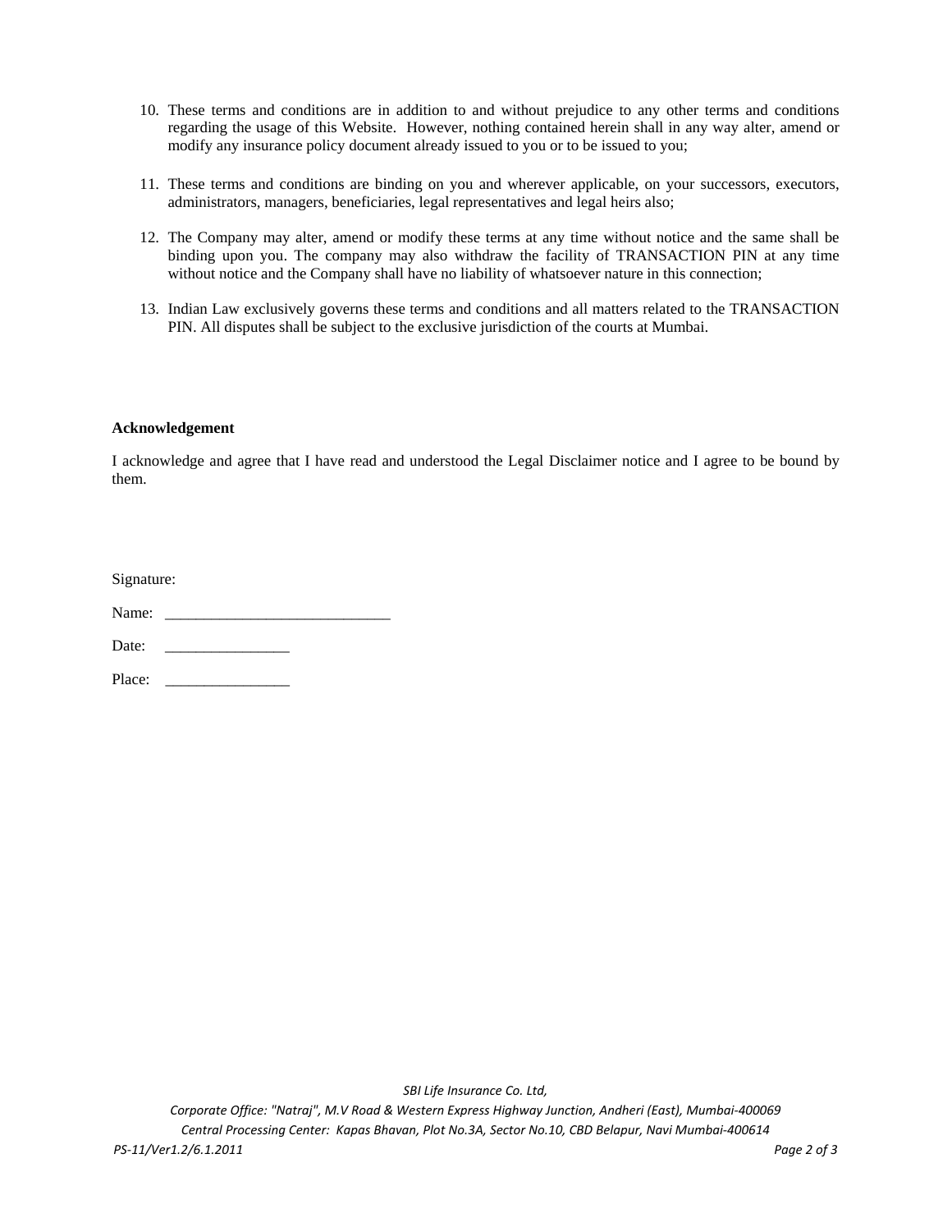10. These terms and conditions are in addition to and without prejudice to any other terms and conditions regarding the usage of this Website. However, nothing contained herein shall in any way alter, amend or modify any insurance policy document already issued to you or to be issued to you;

11. These terms and conditions are binding on you and wherever applicable, on your successors, executors, administrators, managers, beneficiaries, legal representatives and legal heirs also;

12. The Company may alter, amend or modify these terms at any time without notice and the same shall be binding upon you. The company may also withdraw the facility of TRANSACTION PIN at any time without notice and the Company shall have no liability of whatsoever nature in this connection;

13. Indian Law exclusively governs these terms and conditions and all matters related to the TRANSACTION PIN. All disputes shall be subject to the exclusive jurisdiction of the courts at Mumbai.

**Acknowledgement**

I acknowledge and agree that I have read and understood the Legal Disclaimer notice and I agree to be bound by them.

Signature:

Name: _____________________________

Date: ________________

Place: ________________

*SBI Life Insurance Co. Ltd,*

*Corporate Office: "Natraj", M.V Road & Western Express Highway Junction, Andheri (East), Mumbai-400069*

*Central Processing Center: Kapas Bhavan, Plot No.3A, Sector No.10, CBD Belapur, Navi Mumbai-400614*

*PS-11/Ver1.2/6.1.2011*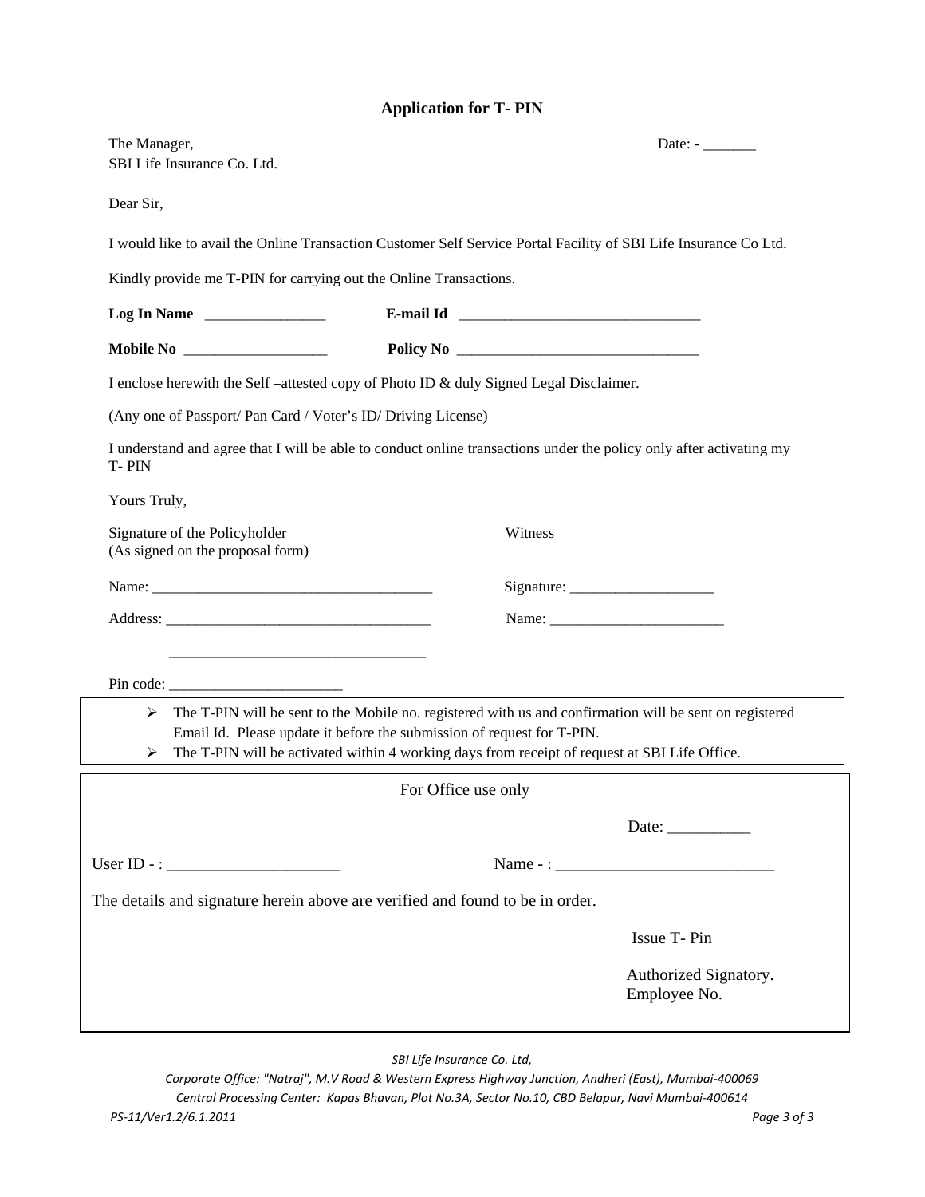## Application for T- PIN

The Manager,
SBI Life Insurance Co. Ltd.

Date: - _______

Dear Sir,

I would like to avail the Online Transaction Customer Self Service Portal Facility of SBI Life Insurance Co Ltd.

Kindly provide me T-PIN for carrying out the Online Transactions.

**Log In Name** ________________ **E-mail Id** ________________________________

**Mobile No** ___________________ **Policy No** ________________________________

I enclose herewith the Self –attested copy of Photo ID & duly Signed Legal Disclaimer.

(Any one of Passport/ Pan Card / Voter's ID/ Driving License)

I understand and agree that I will be able to conduct online transactions under the policy only after activating my T- PIN

Yours Truly,

Signature of the Policyholder
(As signed on the proposal form)

Name: ______________________________________

Address: ___________________________________

___________________________________

Pin code: _______________________

Witness

Signature: ___________________

Name: _______________________

- The T-PIN will be sent to the Mobile no. registered with us and confirmation will be sent on registered Email Id. Please update it before the submission of request for T-PIN.
- The T-PIN will be activated within 4 working days from receipt of request at SBI Life Office.

For Office use only

Date: __________

User ID - : _____________________ Name - : ___________________________

The details and signature herein above are verified and found to be in order.

Issue T- Pin

Authorized Signatory.
Employee No.

*SBI Life Insurance Co. Ltd,*
*Corporate Office: "Natraj", M.V Road & Western Express Highway Junction, Andheri (East), Mumbai-400069*
*Central Processing Center: Kapas Bhavan, Plot No.3A, Sector No.10, CBD Belapur, Navi Mumbai-400614*

*PS-11/Ver1.2/6.1.2011*